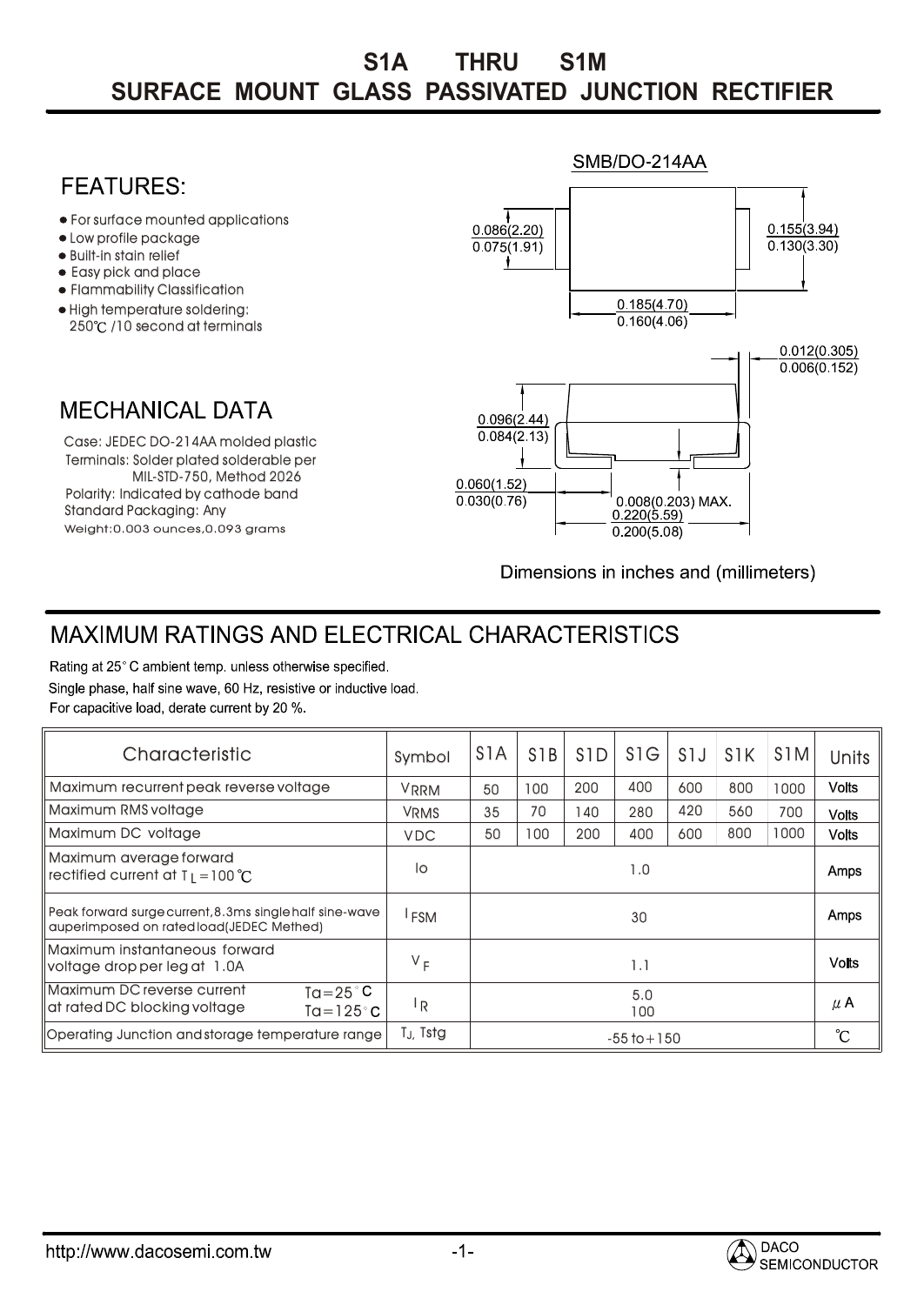# S1A THRU S1M
## SURFACE MOUNT GLASS PASSIVATED JUNCTION RECTIFIER

SMB/DO-214AA

## FEATURES:

- For surface mounted applications
- Low profile package
- Built-in stain relief
- Easy pick and place
- Flammability Classification
- High temperature soldering: 250℃ /10 second at terminals

0.086(2.20)
0.075(1.91)

0.155(3.94)
0.130(3.30)

0.185(4.70)
0.160(4.06)

0.012(0.305)
0.006(0.152)

## MECHANICAL DATA

Case: JEDEC DO-214AA molded plastic
Terminals: Solder plated solderable per MIL-STD-750, Method 2026
Polarity: Indicated by cathode band
Standard Packaging: Any
Weight:0.003 ounces,0.093 grams

0.096(2.44)
0.084(2.13)

0.060(1.52)
0.030(0.76)

0.008(0.203) MAX.

0.220(5.59)
0.200(5.08)

Dimensions in inches and (millimeters)

## MAXIMUM RATINGS AND ELECTRICAL CHARACTERISTICS

Rating at 25° C ambient temp. unless otherwise specified.
Single phase, half sine wave, 60 Hz, resistive or inductive load.
For capacitive load, derate current by 20 %.

| Characteristic | Symbol | S1A | S1B | S1D | S1G | S1J | S1K | S1M | Units |
|---|---|---|---|---|---|---|---|---|---|
| Maximum recurrent peak reverse voltage | $V_{RRM}$ | 50 | 100 | 200 | 400 | 600 | 800 | 1000 | Volts |
| Maximum RMS voltage | $V_{RMS}$ | 35 | 70 | 140 | 280 | 420 | 560 | 700 | Volts |
| Maximum DC voltage | $V_{DC}$ | 50 | 100 | 200 | 400 | 600 | 800 | 1000 | Volts |
| Maximum average forward rectified current at $T_L=100$℃ | Io | 1.0 | | | | | | | Amps |
| Peak forward surge current,8.3ms single half sine-wave auperimposed on rated load(JEDEC Methed) | $I_{FSM}$ | 30 | | | | | | | Amps |
| Maximum instantaneous forward voltage drop per leg at 1.0A | $V_F$ | 1.1 | | | | | | | Volts |
| Maximum DC reverse current at rated DC blocking voltage Ta=25°C / Ta=125°C | $I_R$ | 5.0 / 100 | | | | | | | $\mu$A |
| Operating Junction and storage temperature range | $T_J$, Tstg | -55 to +150 | | | | | | | ℃ |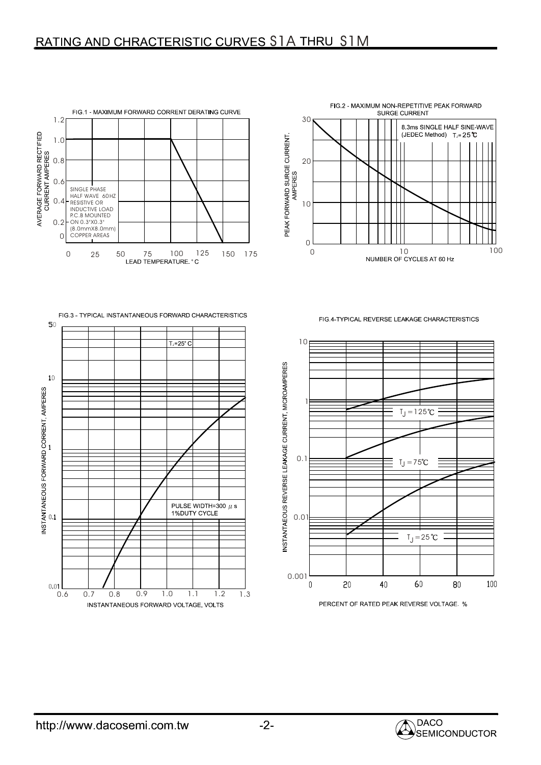# RATING AND CHRACTERISTIC CURVES S1A THRU S1M

FIG.1 - MAXIMUM FORWARD CURRENT DERATING CURVE

AVERAGE FORWARD RECTIFIED CURRENT AMPERES

1.2
1.0
0.8
0.6
0.4
0.2
0

SINGLE PHASE
HALF WAVE 60HZ
RESISTIVE OR
INDUCTIVE LOAD
P.C.B MOUNTED
ON 0.3"X0.3"
(8.0mmX8.0mm)
COPPER AREAS

0 25 50 75 100 125 150 175

LEAD TEMPERATURE. °C

FIG.2 - MAXIMUM NON-REPETITIVE PEAK FORWARD SURGE CURRENT

PEAK FORWARD SURGE CURRENT. AMPERES

30
20
10
0

8.3ms SINGLE HALF SINE-WAVE
(JEDEC Method) $T_J$=25℃

0 10 100

NUMBER OF CYCLES AT 60 Hz

FIG.3 - TYPICAL INSTANTANEOUS FORWARD CHARACTERISTICS

INSTANTANEOUS FORWARD CORRENT, AMPERES

50
10
1
0.1
0.01

$T_J$=25° C

PULSE WIDTH=300 μs
1%DUTY CYCLE

0.6 0.7 0.8 0.9 1.0 1.1 1.2 1.3

INSTANTANEOUS FORWARD VOLTAGE, VOLTS

FIG.4-TYPICAL REVERSE LEAKAGE CHARACTERISTICS

INSTANTANEOUS REVERSE LEAKAGE CURRENT, MICROAMPERES

10
1
0.1
0.01
0.001

$T_J$=125℃
$T_J$=75℃
$T_J$=25℃

0 20 40 60 80 100

PERCENT OF RATED PEAK REVERSE VOLTAGE. %

http://www.dacosemi.com.tw

DACO SEMICONDUCTOR